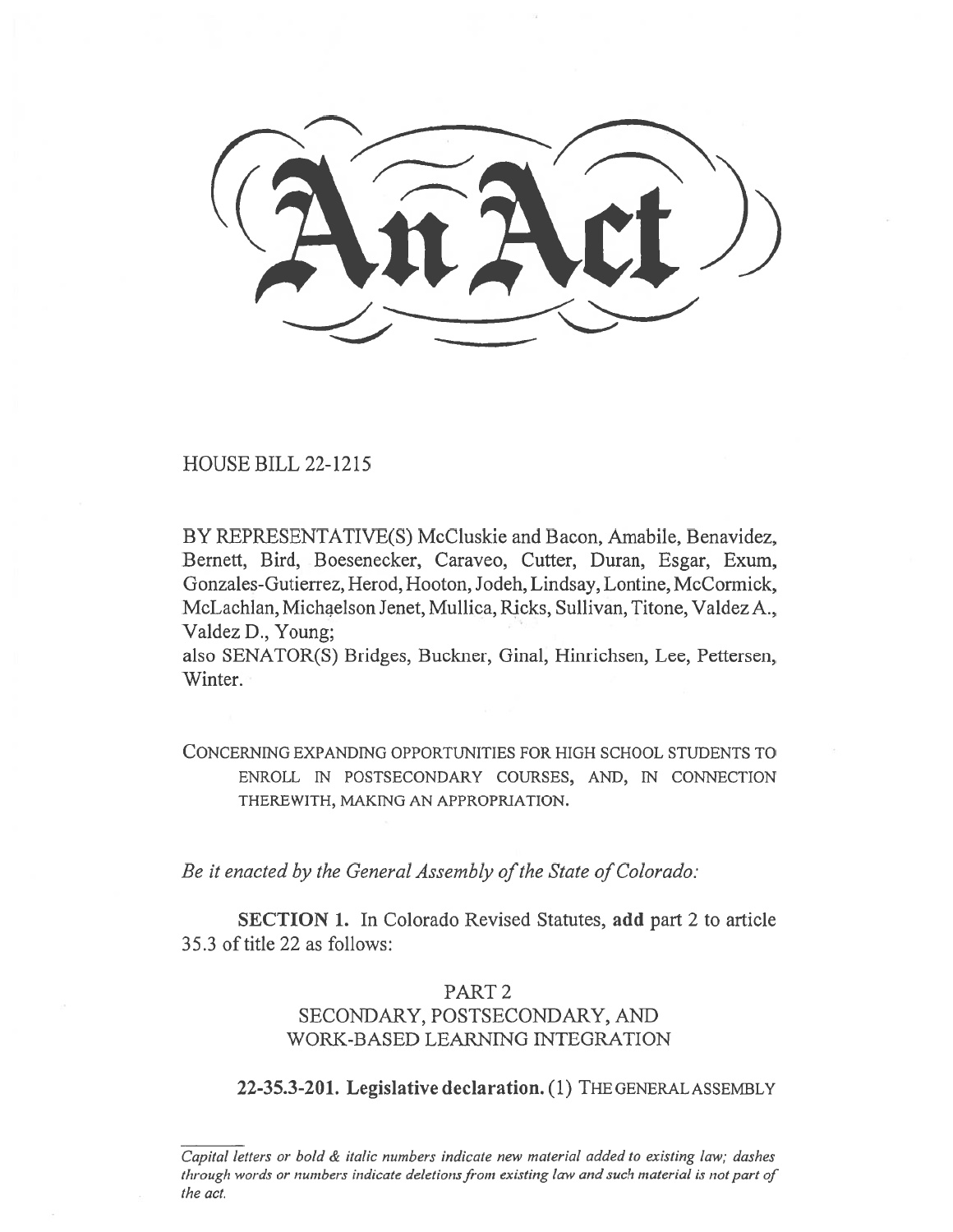# An Act

HOUSE BILL 22-1215

BY REPRESENTATIVE(S) McCluskie and Bacon, Amabile, Benavidez, Bernett, Bird, Boesenecker, Caraveo, Cutter, Duran, Esgar, Exum, Gonzales-Gutierrez, Herod, Hooton, Jodeh, Lindsay, Lontine, McCormick, McLachlan, Michaelson Jenet, Mullica, Ricks, Sullivan, Titone, Valdez A., Valdez D., Young;
also SENATOR(S) Bridges, Buckner, Ginal, Hinrichsen, Lee, Pettersen, Winter.

CONCERNING EXPANDING OPPORTUNITIES FOR HIGH SCHOOL STUDENTS TO ENROLL IN POSTSECONDARY COURSES, AND, IN CONNECTION THEREWITH, MAKING AN APPROPRIATION.

*Be it enacted by the General Assembly of the State of Colorado:*

**SECTION 1.** In Colorado Revised Statutes, **add** part 2 to article 35.3 of title 22 as follows:

PART 2
SECONDARY, POSTSECONDARY, AND WORK-BASED LEARNING INTEGRATION

**22-35.3-201. Legislative declaration.** (1) THE GENERAL ASSEMBLY

*Capital letters or bold & italic numbers indicate new material added to existing law; dashes through words or numbers indicate deletions from existing law and such material is not part of the act.*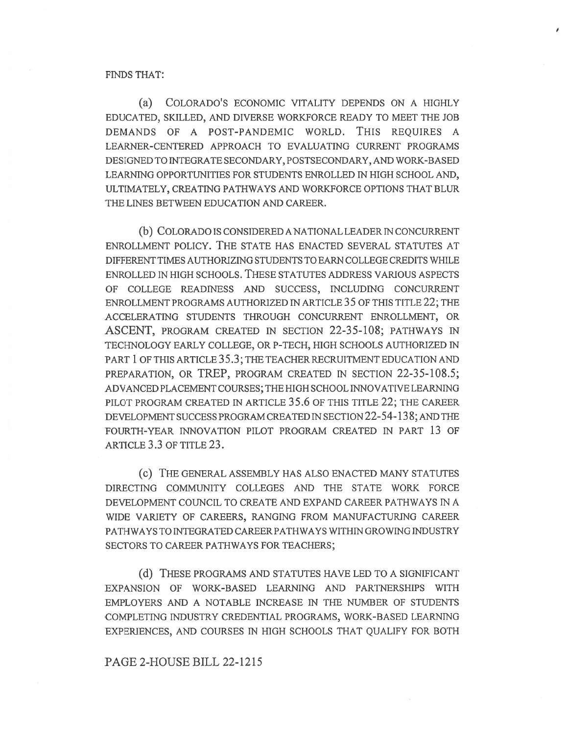FINDS THAT:

(a) COLORADO'S ECONOMIC VITALITY DEPENDS ON A HIGHLY EDUCATED, SKILLED, AND DIVERSE WORKFORCE READY TO MEET THE JOB DEMANDS OF A POST-PANDEMIC WORLD. THIS REQUIRES A LEARNER-CENTERED APPROACH TO EVALUATING CURRENT PROGRAMS DESIGNED TO INTEGRATE SECONDARY, POSTSECONDARY, AND WORK-BASED LEARNING OPPORTUNITIES FOR STUDENTS ENROLLED IN HIGH SCHOOL AND, ULTIMATELY, CREATING PATHWAYS AND WORKFORCE OPTIONS THAT BLUR THE LINES BETWEEN EDUCATION AND CAREER.

(b) COLORADO IS CONSIDERED A NATIONAL LEADER IN CONCURRENT ENROLLMENT POLICY. THE STATE HAS ENACTED SEVERAL STATUTES AT DIFFERENT TIMES AUTHORIZING STUDENTS TO EARN COLLEGE CREDITS WHILE ENROLLED IN HIGH SCHOOLS. THESE STATUTES ADDRESS VARIOUS ASPECTS OF COLLEGE READINESS AND SUCCESS, INCLUDING CONCURRENT ENROLLMENT PROGRAMS AUTHORIZED IN ARTICLE 35 OF THIS TITLE 22; THE ACCELERATING STUDENTS THROUGH CONCURRENT ENROLLMENT, OR ASCENT, PROGRAM CREATED IN SECTION 22-35-108; PATHWAYS IN TECHNOLOGY EARLY COLLEGE, OR P-TECH, HIGH SCHOOLS AUTHORIZED IN PART 1 OF THIS ARTICLE 35.3; THE TEACHER RECRUITMENT EDUCATION AND PREPARATION, OR TREP, PROGRAM CREATED IN SECTION 22-35-108.5; ADVANCED PLACEMENT COURSES; THE HIGH SCHOOL INNOVATIVE LEARNING PILOT PROGRAM CREATED IN ARTICLE 35.6 OF THIS TITLE 22; THE CAREER DEVELOPMENT SUCCESS PROGRAM CREATED IN SECTION 22-54-138; AND THE FOURTH-YEAR INNOVATION PILOT PROGRAM CREATED IN PART 13 OF ARTICLE 3.3 OF TITLE 23.

(c) THE GENERAL ASSEMBLY HAS ALSO ENACTED MANY STATUTES DIRECTING COMMUNITY COLLEGES AND THE STATE WORK FORCE DEVELOPMENT COUNCIL TO CREATE AND EXPAND CAREER PATHWAYS IN A WIDE VARIETY OF CAREERS, RANGING FROM MANUFACTURING CAREER PATHWAYS TO INTEGRATED CAREER PATHWAYS WITHIN GROWING INDUSTRY SECTORS TO CAREER PATHWAYS FOR TEACHERS;

(d) THESE PROGRAMS AND STATUTES HAVE LED TO A SIGNIFICANT EXPANSION OF WORK-BASED LEARNING AND PARTNERSHIPS WITH EMPLOYERS AND A NOTABLE INCREASE IN THE NUMBER OF STUDENTS COMPLETING INDUSTRY CREDENTIAL PROGRAMS, WORK-BASED LEARNING EXPERIENCES, AND COURSES IN HIGH SCHOOLS THAT QUALIFY FOR BOTH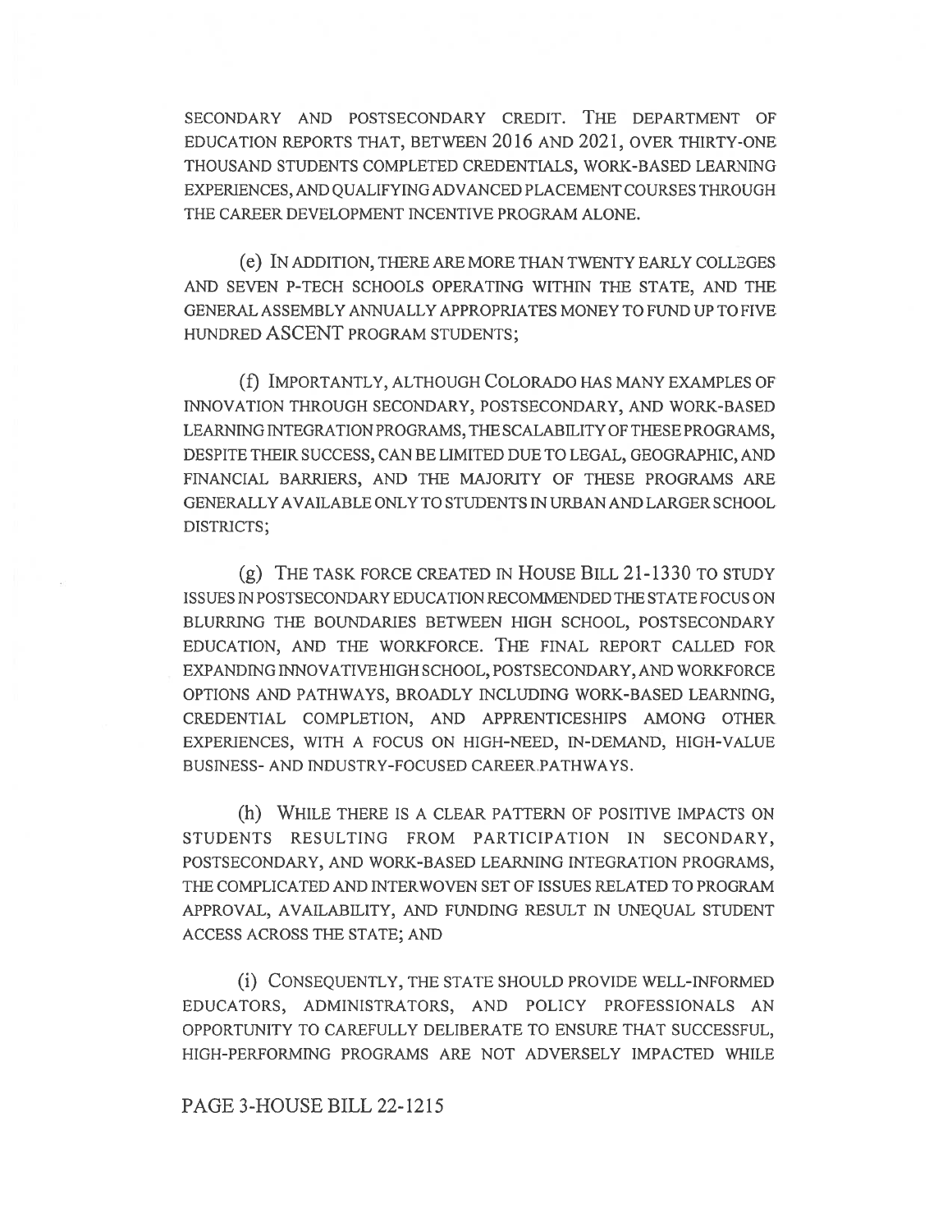SECONDARY AND POSTSECONDARY CREDIT. THE DEPARTMENT OF EDUCATION REPORTS THAT, BETWEEN 2016 AND 2021, OVER THIRTY-ONE THOUSAND STUDENTS COMPLETED CREDENTIALS, WORK-BASED LEARNING EXPERIENCES, AND QUALIFYING ADVANCED PLACEMENT COURSES THROUGH THE CAREER DEVELOPMENT INCENTIVE PROGRAM ALONE.

(e) IN ADDITION, THERE ARE MORE THAN TWENTY EARLY COLLEGES AND SEVEN P-TECH SCHOOLS OPERATING WITHIN THE STATE, AND THE GENERAL ASSEMBLY ANNUALLY APPROPRIATES MONEY TO FUND UP TO FIVE HUNDRED ASCENT PROGRAM STUDENTS;

(f) IMPORTANTLY, ALTHOUGH COLORADO HAS MANY EXAMPLES OF INNOVATION THROUGH SECONDARY, POSTSECONDARY, AND WORK-BASED LEARNING INTEGRATION PROGRAMS, THE SCALABILITY OF THESE PROGRAMS, DESPITE THEIR SUCCESS, CAN BE LIMITED DUE TO LEGAL, GEOGRAPHIC, AND FINANCIAL BARRIERS, AND THE MAJORITY OF THESE PROGRAMS ARE GENERALLY AVAILABLE ONLY TO STUDENTS IN URBAN AND LARGER SCHOOL DISTRICTS;

(g) THE TASK FORCE CREATED IN HOUSE BILL 21-1330 TO STUDY ISSUES IN POSTSECONDARY EDUCATION RECOMMENDED THE STATE FOCUS ON BLURRING THE BOUNDARIES BETWEEN HIGH SCHOOL, POSTSECONDARY EDUCATION, AND THE WORKFORCE. THE FINAL REPORT CALLED FOR EXPANDING INNOVATIVE HIGH SCHOOL, POSTSECONDARY, AND WORKFORCE OPTIONS AND PATHWAYS, BROADLY INCLUDING WORK-BASED LEARNING, CREDENTIAL COMPLETION, AND APPRENTICESHIPS AMONG OTHER EXPERIENCES, WITH A FOCUS ON HIGH-NEED, IN-DEMAND, HIGH-VALUE BUSINESS- AND INDUSTRY-FOCUSED CAREER PATHWAYS.

(h) WHILE THERE IS A CLEAR PATTERN OF POSITIVE IMPACTS ON STUDENTS RESULTING FROM PARTICIPATION IN SECONDARY, POSTSECONDARY, AND WORK-BASED LEARNING INTEGRATION PROGRAMS, THE COMPLICATED AND INTERWOVEN SET OF ISSUES RELATED TO PROGRAM APPROVAL, AVAILABILITY, AND FUNDING RESULT IN UNEQUAL STUDENT ACCESS ACROSS THE STATE; AND

(i) CONSEQUENTLY, THE STATE SHOULD PROVIDE WELL-INFORMED EDUCATORS, ADMINISTRATORS, AND POLICY PROFESSIONALS AN OPPORTUNITY TO CAREFULLY DELIBERATE TO ENSURE THAT SUCCESSFUL, HIGH-PERFORMING PROGRAMS ARE NOT ADVERSELY IMPACTED WHILE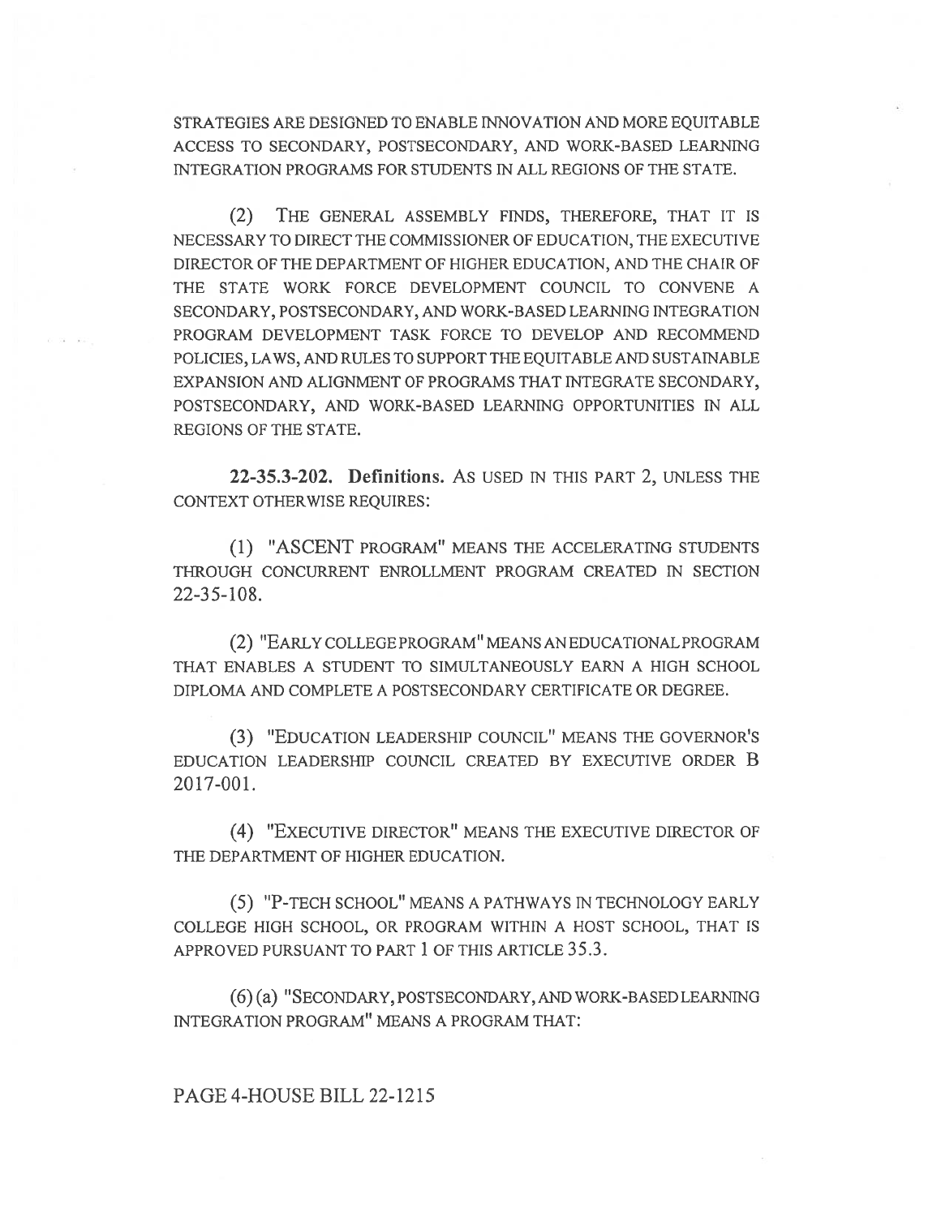STRATEGIES ARE DESIGNED TO ENABLE INNOVATION AND MORE EQUITABLE ACCESS TO SECONDARY, POSTSECONDARY, AND WORK-BASED LEARNING INTEGRATION PROGRAMS FOR STUDENTS IN ALL REGIONS OF THE STATE.

(2) THE GENERAL ASSEMBLY FINDS, THEREFORE, THAT IT IS NECESSARY TO DIRECT THE COMMISSIONER OF EDUCATION, THE EXECUTIVE DIRECTOR OF THE DEPARTMENT OF HIGHER EDUCATION, AND THE CHAIR OF THE STATE WORK FORCE DEVELOPMENT COUNCIL TO CONVENE A SECONDARY, POSTSECONDARY, AND WORK-BASED LEARNING INTEGRATION PROGRAM DEVELOPMENT TASK FORCE TO DEVELOP AND RECOMMEND POLICIES, LAWS, AND RULES TO SUPPORT THE EQUITABLE AND SUSTAINABLE EXPANSION AND ALIGNMENT OF PROGRAMS THAT INTEGRATE SECONDARY, POSTSECONDARY, AND WORK-BASED LEARNING OPPORTUNITIES IN ALL REGIONS OF THE STATE.

**22-35.3-202. Definitions.** AS USED IN THIS PART 2, UNLESS THE CONTEXT OTHERWISE REQUIRES:

(1) "ASCENT PROGRAM" MEANS THE ACCELERATING STUDENTS THROUGH CONCURRENT ENROLLMENT PROGRAM CREATED IN SECTION 22-35-108.

(2) "EARLY COLLEGE PROGRAM" MEANS AN EDUCATIONAL PROGRAM THAT ENABLES A STUDENT TO SIMULTANEOUSLY EARN A HIGH SCHOOL DIPLOMA AND COMPLETE A POSTSECONDARY CERTIFICATE OR DEGREE.

(3) "EDUCATION LEADERSHIP COUNCIL" MEANS THE GOVERNOR'S EDUCATION LEADERSHIP COUNCIL CREATED BY EXECUTIVE ORDER B 2017-001.

(4) "EXECUTIVE DIRECTOR" MEANS THE EXECUTIVE DIRECTOR OF THE DEPARTMENT OF HIGHER EDUCATION.

(5) "P-TECH SCHOOL" MEANS A PATHWAYS IN TECHNOLOGY EARLY COLLEGE HIGH SCHOOL, OR PROGRAM WITHIN A HOST SCHOOL, THAT IS APPROVED PURSUANT TO PART 1 OF THIS ARTICLE 35.3.

(6) (a) "SECONDARY, POSTSECONDARY, AND WORK-BASED LEARNING INTEGRATION PROGRAM" MEANS A PROGRAM THAT: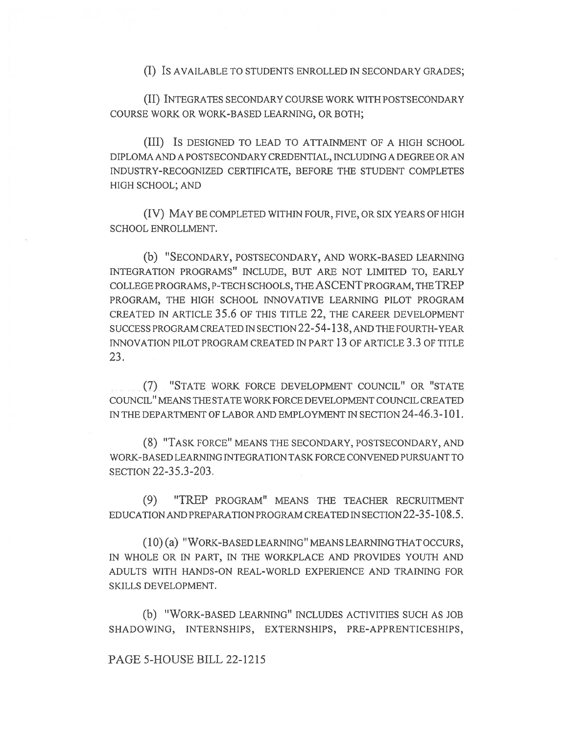(I) IS AVAILABLE TO STUDENTS ENROLLED IN SECONDARY GRADES;

(II) INTEGRATES SECONDARY COURSE WORK WITH POSTSECONDARY COURSE WORK OR WORK-BASED LEARNING, OR BOTH;

(III) IS DESIGNED TO LEAD TO ATTAINMENT OF A HIGH SCHOOL DIPLOMA AND A POSTSECONDARY CREDENTIAL, INCLUDING A DEGREE OR AN INDUSTRY-RECOGNIZED CERTIFICATE, BEFORE THE STUDENT COMPLETES HIGH SCHOOL; AND

(IV) MAY BE COMPLETED WITHIN FOUR, FIVE, OR SIX YEARS OF HIGH SCHOOL ENROLLMENT.

(b) "SECONDARY, POSTSECONDARY, AND WORK-BASED LEARNING INTEGRATION PROGRAMS" INCLUDE, BUT ARE NOT LIMITED TO, EARLY COLLEGE PROGRAMS, P-TECH SCHOOLS, THE ASCENT PROGRAM, THE TREP PROGRAM, THE HIGH SCHOOL INNOVATIVE LEARNING PILOT PROGRAM CREATED IN ARTICLE 35.6 OF THIS TITLE 22, THE CAREER DEVELOPMENT SUCCESS PROGRAM CREATED IN SECTION 22-54-138, AND THE FOURTH-YEAR INNOVATION PILOT PROGRAM CREATED IN PART 13 OF ARTICLE 3.3 OF TITLE 23.

(7) "STATE WORK FORCE DEVELOPMENT COUNCIL" OR "STATE COUNCIL" MEANS THE STATE WORK FORCE DEVELOPMENT COUNCIL CREATED IN THE DEPARTMENT OF LABOR AND EMPLOYMENT IN SECTION 24-46.3-101.

(8) "TASK FORCE" MEANS THE SECONDARY, POSTSECONDARY, AND WORK-BASED LEARNING INTEGRATION TASK FORCE CONVENED PURSUANT TO SECTION 22-35.3-203.

(9) "TREP PROGRAM" MEANS THE TEACHER RECRUITMENT EDUCATION AND PREPARATION PROGRAM CREATED IN SECTION 22-35-108.5.

(10) (a) "WORK-BASED LEARNING" MEANS LEARNING THAT OCCURS, IN WHOLE OR IN PART, IN THE WORKPLACE AND PROVIDES YOUTH AND ADULTS WITH HANDS-ON REAL-WORLD EXPERIENCE AND TRAINING FOR SKILLS DEVELOPMENT.

(b) "WORK-BASED LEARNING" INCLUDES ACTIVITIES SUCH AS JOB SHADOWING, INTERNSHIPS, EXTERNSHIPS, PRE-APPRENTICESHIPS,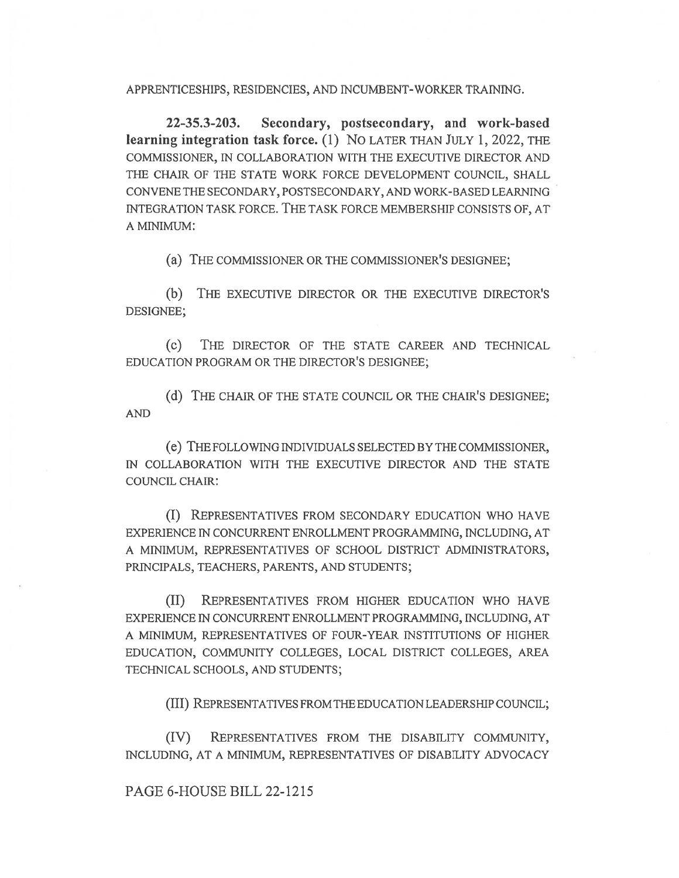APPRENTICESHIPS, RESIDENCIES, AND INCUMBENT-WORKER TRAINING.

**22-35.3-203. Secondary, postsecondary, and work-based learning integration task force.** (1) NO LATER THAN JULY 1, 2022, THE COMMISSIONER, IN COLLABORATION WITH THE EXECUTIVE DIRECTOR AND THE CHAIR OF THE STATE WORK FORCE DEVELOPMENT COUNCIL, SHALL CONVENE THE SECONDARY, POSTSECONDARY, AND WORK-BASED LEARNING INTEGRATION TASK FORCE. THE TASK FORCE MEMBERSHIP CONSISTS OF, AT A MINIMUM:

(a) THE COMMISSIONER OR THE COMMISSIONER'S DESIGNEE;

(b) THE EXECUTIVE DIRECTOR OR THE EXECUTIVE DIRECTOR'S DESIGNEE;

(c) THE DIRECTOR OF THE STATE CAREER AND TECHNICAL EDUCATION PROGRAM OR THE DIRECTOR'S DESIGNEE;

(d) THE CHAIR OF THE STATE COUNCIL OR THE CHAIR'S DESIGNEE; AND

(e) THE FOLLOWING INDIVIDUALS SELECTED BY THE COMMISSIONER, IN COLLABORATION WITH THE EXECUTIVE DIRECTOR AND THE STATE COUNCIL CHAIR:

(I) REPRESENTATIVES FROM SECONDARY EDUCATION WHO HAVE EXPERIENCE IN CONCURRENT ENROLLMENT PROGRAMMING, INCLUDING, AT A MINIMUM, REPRESENTATIVES OF SCHOOL DISTRICT ADMINISTRATORS, PRINCIPALS, TEACHERS, PARENTS, AND STUDENTS;

(II) REPRESENTATIVES FROM HIGHER EDUCATION WHO HAVE EXPERIENCE IN CONCURRENT ENROLLMENT PROGRAMMING, INCLUDING, AT A MINIMUM, REPRESENTATIVES OF FOUR-YEAR INSTITUTIONS OF HIGHER EDUCATION, COMMUNITY COLLEGES, LOCAL DISTRICT COLLEGES, AREA TECHNICAL SCHOOLS, AND STUDENTS;

(III) REPRESENTATIVES FROM THE EDUCATION LEADERSHIP COUNCIL;

(IV) REPRESENTATIVES FROM THE DISABILITY COMMUNITY, INCLUDING, AT A MINIMUM, REPRESENTATIVES OF DISABILITY ADVOCACY

PAGE 6-HOUSE BILL 22-1215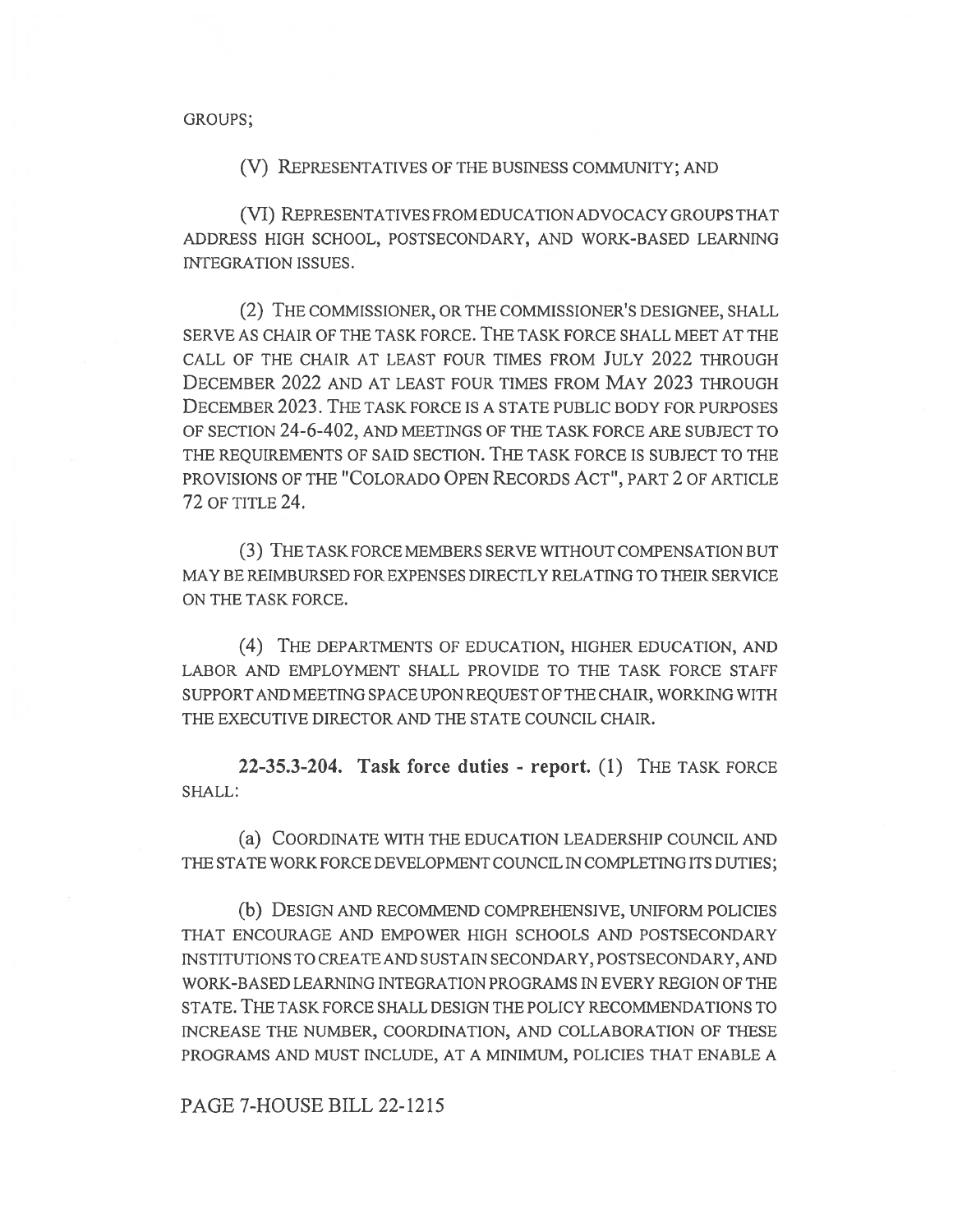GROUPS;

(V) REPRESENTATIVES OF THE BUSINESS COMMUNITY; AND

(VI) REPRESENTATIVES FROM EDUCATION ADVOCACY GROUPS THAT ADDRESS HIGH SCHOOL, POSTSECONDARY, AND WORK-BASED LEARNING INTEGRATION ISSUES.

(2) THE COMMISSIONER, OR THE COMMISSIONER'S DESIGNEE, SHALL SERVE AS CHAIR OF THE TASK FORCE. THE TASK FORCE SHALL MEET AT THE CALL OF THE CHAIR AT LEAST FOUR TIMES FROM JULY 2022 THROUGH DECEMBER 2022 AND AT LEAST FOUR TIMES FROM MAY 2023 THROUGH DECEMBER 2023. THE TASK FORCE IS A STATE PUBLIC BODY FOR PURPOSES OF SECTION 24-6-402, AND MEETINGS OF THE TASK FORCE ARE SUBJECT TO THE REQUIREMENTS OF SAID SECTION. THE TASK FORCE IS SUBJECT TO THE PROVISIONS OF THE "COLORADO OPEN RECORDS ACT", PART 2 OF ARTICLE 72 OF TITLE 24.

(3) THE TASK FORCE MEMBERS SERVE WITHOUT COMPENSATION BUT MAY BE REIMBURSED FOR EXPENSES DIRECTLY RELATING TO THEIR SERVICE ON THE TASK FORCE.

(4) THE DEPARTMENTS OF EDUCATION, HIGHER EDUCATION, AND LABOR AND EMPLOYMENT SHALL PROVIDE TO THE TASK FORCE STAFF SUPPORT AND MEETING SPACE UPON REQUEST OF THE CHAIR, WORKING WITH THE EXECUTIVE DIRECTOR AND THE STATE COUNCIL CHAIR.

**22-35.3-204. Task force duties - report.** (1) THE TASK FORCE SHALL:

(a) COORDINATE WITH THE EDUCATION LEADERSHIP COUNCIL AND THE STATE WORK FORCE DEVELOPMENT COUNCIL IN COMPLETING ITS DUTIES;

(b) DESIGN AND RECOMMEND COMPREHENSIVE, UNIFORM POLICIES THAT ENCOURAGE AND EMPOWER HIGH SCHOOLS AND POSTSECONDARY INSTITUTIONS TO CREATE AND SUSTAIN SECONDARY, POSTSECONDARY, AND WORK-BASED LEARNING INTEGRATION PROGRAMS IN EVERY REGION OF THE STATE. THE TASK FORCE SHALL DESIGN THE POLICY RECOMMENDATIONS TO INCREASE THE NUMBER, COORDINATION, AND COLLABORATION OF THESE PROGRAMS AND MUST INCLUDE, AT A MINIMUM, POLICIES THAT ENABLE A

PAGE 7-HOUSE BILL 22-1215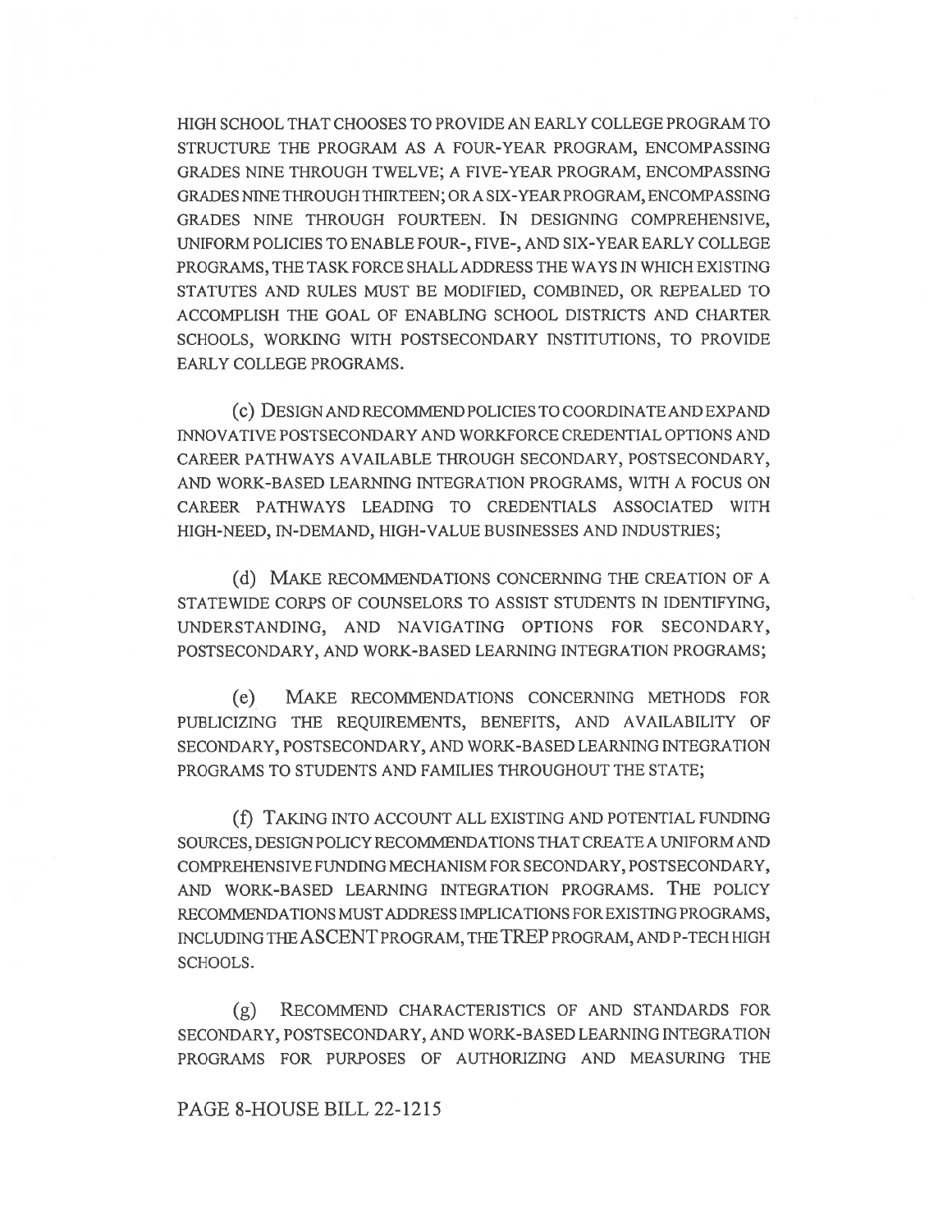HIGH SCHOOL THAT CHOOSES TO PROVIDE AN EARLY COLLEGE PROGRAM TO STRUCTURE THE PROGRAM AS A FOUR-YEAR PROGRAM, ENCOMPASSING GRADES NINE THROUGH TWELVE; A FIVE-YEAR PROGRAM, ENCOMPASSING GRADES NINE THROUGH THIRTEEN; OR A SIX-YEAR PROGRAM, ENCOMPASSING GRADES NINE THROUGH FOURTEEN. IN DESIGNING COMPREHENSIVE, UNIFORM POLICIES TO ENABLE FOUR-, FIVE-, AND SIX-YEAR EARLY COLLEGE PROGRAMS, THE TASK FORCE SHALL ADDRESS THE WAYS IN WHICH EXISTING STATUTES AND RULES MUST BE MODIFIED, COMBINED, OR REPEALED TO ACCOMPLISH THE GOAL OF ENABLING SCHOOL DISTRICTS AND CHARTER SCHOOLS, WORKING WITH POSTSECONDARY INSTITUTIONS, TO PROVIDE EARLY COLLEGE PROGRAMS.

(c) DESIGN AND RECOMMEND POLICIES TO COORDINATE AND EXPAND INNOVATIVE POSTSECONDARY AND WORKFORCE CREDENTIAL OPTIONS AND CAREER PATHWAYS AVAILABLE THROUGH SECONDARY, POSTSECONDARY, AND WORK-BASED LEARNING INTEGRATION PROGRAMS, WITH A FOCUS ON CAREER PATHWAYS LEADING TO CREDENTIALS ASSOCIATED WITH HIGH-NEED, IN-DEMAND, HIGH-VALUE BUSINESSES AND INDUSTRIES;

(d) MAKE RECOMMENDATIONS CONCERNING THE CREATION OF A STATEWIDE CORPS OF COUNSELORS TO ASSIST STUDENTS IN IDENTIFYING, UNDERSTANDING, AND NAVIGATING OPTIONS FOR SECONDARY, POSTSECONDARY, AND WORK-BASED LEARNING INTEGRATION PROGRAMS;

(e) MAKE RECOMMENDATIONS CONCERNING METHODS FOR PUBLICIZING THE REQUIREMENTS, BENEFITS, AND AVAILABILITY OF SECONDARY, POSTSECONDARY, AND WORK-BASED LEARNING INTEGRATION PROGRAMS TO STUDENTS AND FAMILIES THROUGHOUT THE STATE;

(f) TAKING INTO ACCOUNT ALL EXISTING AND POTENTIAL FUNDING SOURCES, DESIGN POLICY RECOMMENDATIONS THAT CREATE A UNIFORM AND COMPREHENSIVE FUNDING MECHANISM FOR SECONDARY, POSTSECONDARY, AND WORK-BASED LEARNING INTEGRATION PROGRAMS. THE POLICY RECOMMENDATIONS MUST ADDRESS IMPLICATIONS FOR EXISTING PROGRAMS, INCLUDING THE ASCENT PROGRAM, THE TREP PROGRAM, AND P-TECH HIGH SCHOOLS.

(g) RECOMMEND CHARACTERISTICS OF AND STANDARDS FOR SECONDARY, POSTSECONDARY, AND WORK-BASED LEARNING INTEGRATION PROGRAMS FOR PURPOSES OF AUTHORIZING AND MEASURING THE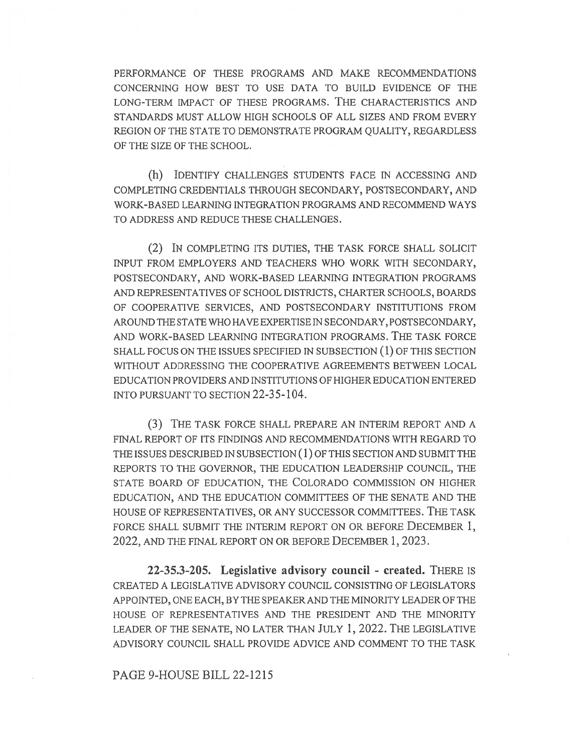PERFORMANCE OF THESE PROGRAMS AND MAKE RECOMMENDATIONS CONCERNING HOW BEST TO USE DATA TO BUILD EVIDENCE OF THE LONG-TERM IMPACT OF THESE PROGRAMS. THE CHARACTERISTICS AND STANDARDS MUST ALLOW HIGH SCHOOLS OF ALL SIZES AND FROM EVERY REGION OF THE STATE TO DEMONSTRATE PROGRAM QUALITY, REGARDLESS OF THE SIZE OF THE SCHOOL.

(h) IDENTIFY CHALLENGES STUDENTS FACE IN ACCESSING AND COMPLETING CREDENTIALS THROUGH SECONDARY, POSTSECONDARY, AND WORK-BASED LEARNING INTEGRATION PROGRAMS AND RECOMMEND WAYS TO ADDRESS AND REDUCE THESE CHALLENGES.

(2) IN COMPLETING ITS DUTIES, THE TASK FORCE SHALL SOLICIT INPUT FROM EMPLOYERS AND TEACHERS WHO WORK WITH SECONDARY, POSTSECONDARY, AND WORK-BASED LEARNING INTEGRATION PROGRAMS AND REPRESENTATIVES OF SCHOOL DISTRICTS, CHARTER SCHOOLS, BOARDS OF COOPERATIVE SERVICES, AND POSTSECONDARY INSTITUTIONS FROM AROUND THE STATE WHO HAVE EXPERTISE IN SECONDARY, POSTSECONDARY, AND WORK-BASED LEARNING INTEGRATION PROGRAMS. THE TASK FORCE SHALL FOCUS ON THE ISSUES SPECIFIED IN SUBSECTION (1) OF THIS SECTION WITHOUT ADDRESSING THE COOPERATIVE AGREEMENTS BETWEEN LOCAL EDUCATION PROVIDERS AND INSTITUTIONS OF HIGHER EDUCATION ENTERED INTO PURSUANT TO SECTION 22-35-104.

(3) THE TASK FORCE SHALL PREPARE AN INTERIM REPORT AND A FINAL REPORT OF ITS FINDINGS AND RECOMMENDATIONS WITH REGARD TO THE ISSUES DESCRIBED IN SUBSECTION (1) OF THIS SECTION AND SUBMIT THE REPORTS TO THE GOVERNOR, THE EDUCATION LEADERSHIP COUNCIL, THE STATE BOARD OF EDUCATION, THE COLORADO COMMISSION ON HIGHER EDUCATION, AND THE EDUCATION COMMITTEES OF THE SENATE AND THE HOUSE OF REPRESENTATIVES, OR ANY SUCCESSOR COMMITTEES. THE TASK FORCE SHALL SUBMIT THE INTERIM REPORT ON OR BEFORE DECEMBER 1, 2022, AND THE FINAL REPORT ON OR BEFORE DECEMBER 1, 2023.

**22-35.3-205. Legislative advisory council - created.** THERE IS CREATED A LEGISLATIVE ADVISORY COUNCIL CONSISTING OF LEGISLATORS APPOINTED, ONE EACH, BY THE SPEAKER AND THE MINORITY LEADER OF THE HOUSE OF REPRESENTATIVES AND THE PRESIDENT AND THE MINORITY LEADER OF THE SENATE, NO LATER THAN JULY 1, 2022. THE LEGISLATIVE ADVISORY COUNCIL SHALL PROVIDE ADVICE AND COMMENT TO THE TASK

PAGE 9-HOUSE BILL 22-1215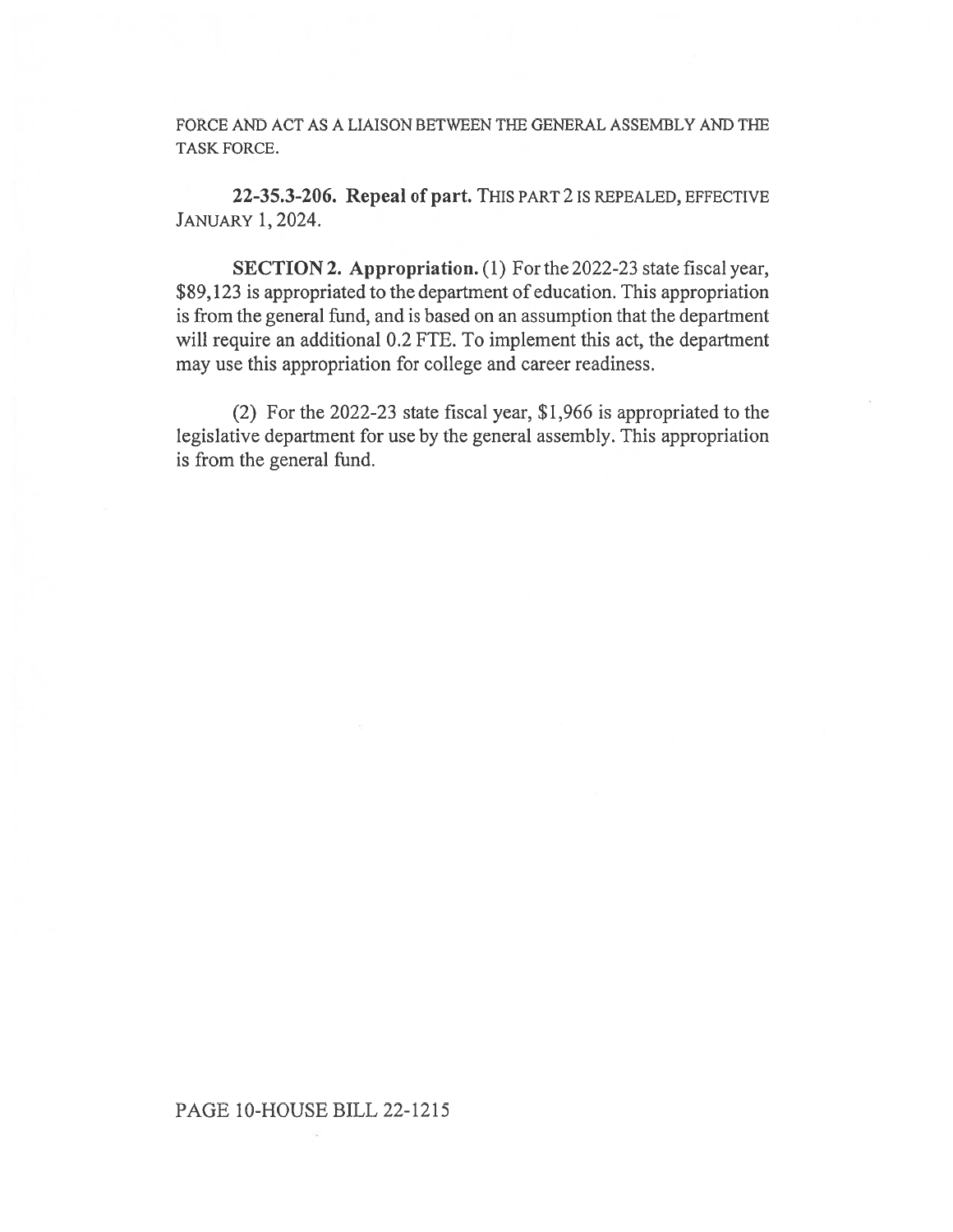FORCE AND ACT AS A LIAISON BETWEEN THE GENERAL ASSEMBLY AND THE TASK FORCE.

**22-35.3-206. Repeal of part.** THIS PART 2 IS REPEALED, EFFECTIVE JANUARY 1, 2024.

**SECTION 2. Appropriation.** (1) For the 2022-23 state fiscal year, $89,123 is appropriated to the department of education. This appropriation is from the general fund, and is based on an assumption that the department will require an additional 0.2 FTE. To implement this act, the department may use this appropriation for college and career readiness.

(2) For the 2022-23 state fiscal year, $1,966 is appropriated to the legislative department for use by the general assembly. This appropriation is from the general fund.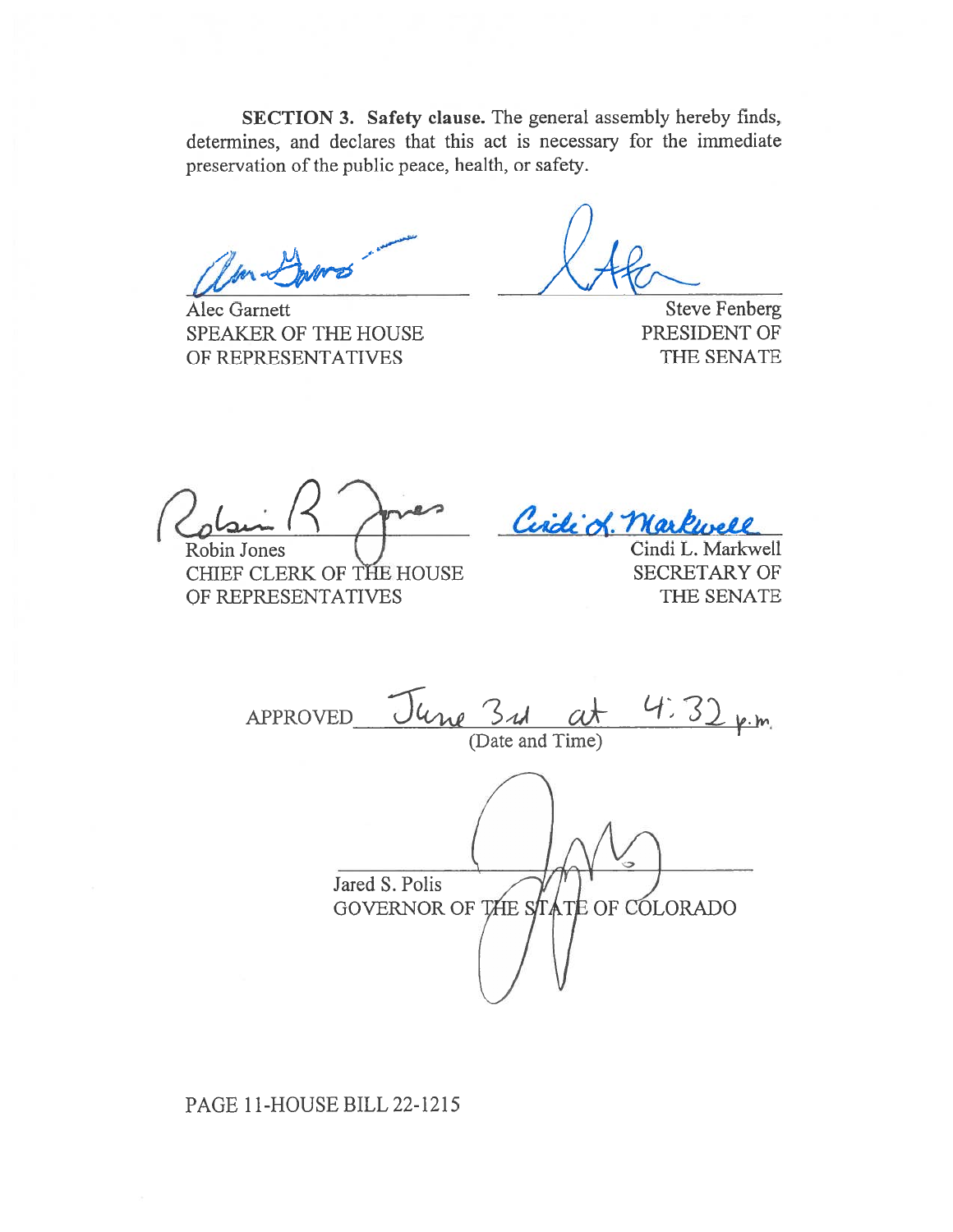**SECTION 3. Safety clause.** The general assembly hereby finds, determines, and declares that this act is necessary for the immediate preservation of the public peace, health, or safety.

Alec Garnett
SPEAKER OF THE HOUSE
OF REPRESENTATIVES

Steve Fenberg
PRESIDENT OF
THE SENATE

Robin Jones
CHIEF CLERK OF THE HOUSE
OF REPRESENTATIVES

Cindi L. Markwell
SECRETARY OF
THE SENATE

APPROVED June 3rd at 4:32 p.m.
(Date and Time)

Jared S. Polis
GOVERNOR OF THE STATE OF COLORADO

PAGE 11-HOUSE BILL 22-1215